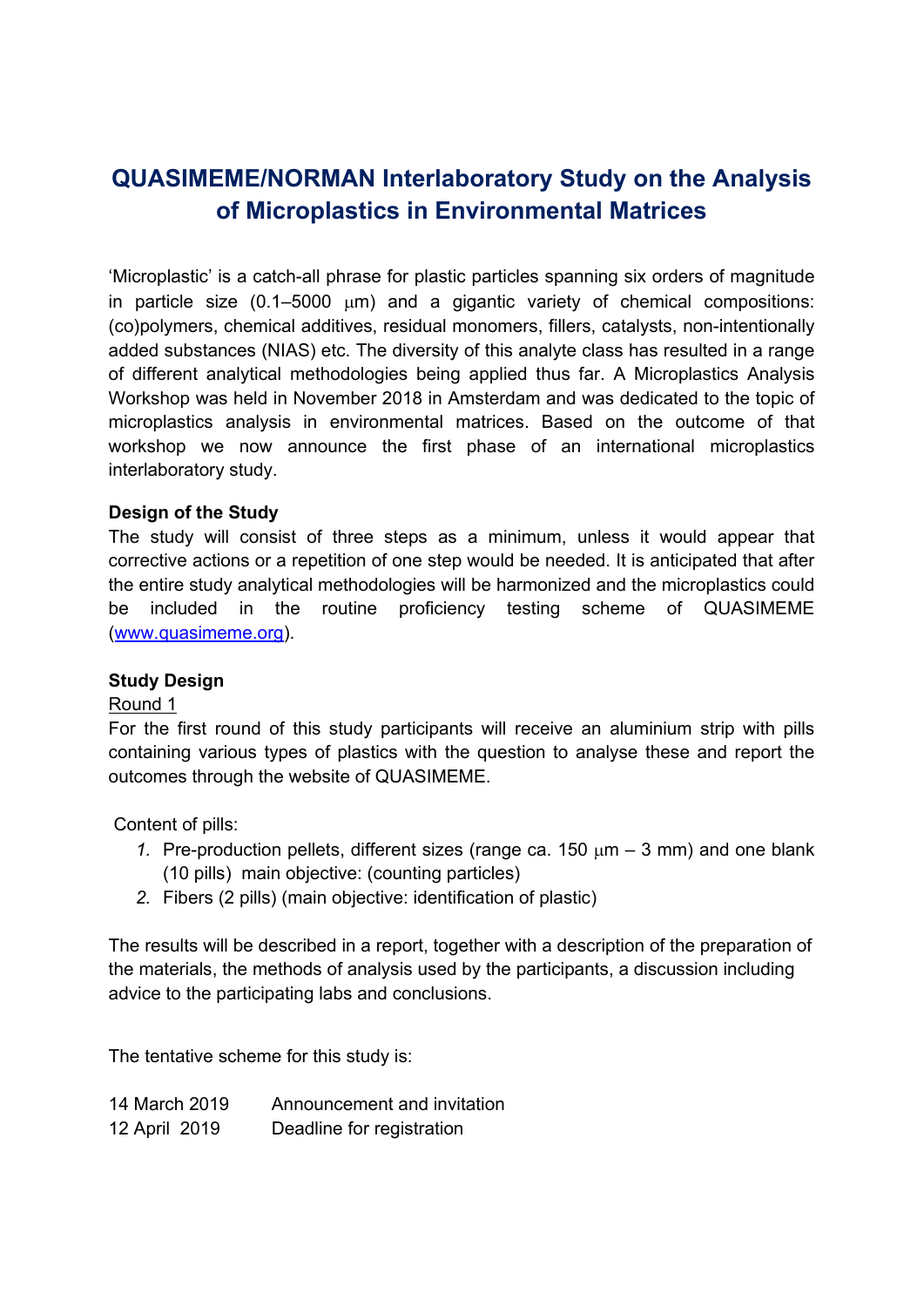# QUASIMEME/NORMAN Interlaboratory Study on the Analysis of Microplastics in Environmental Matrices

'Microplastic' is a catch-all phrase for plastic particles spanning six orders of magnitude in particle size (0.1–5000 μm) and a gigantic variety of chemical compositions: (co)polymers, chemical additives, residual monomers, fillers, catalysts, non-intentionally added substances (NIAS) etc. The diversity of this analyte class has resulted in a range of different analytical methodologies being applied thus far. A Microplastics Analysis Workshop was held in November 2018 in Amsterdam and was dedicated to the topic of microplastics analysis in environmental matrices. Based on the outcome of that workshop we now announce the first phase of an international microplastics interlaboratory study.

**Design of the Study**
The study will consist of three steps as a minimum, unless it would appear that corrective actions or a repetition of one step would be needed. It is anticipated that after the entire study analytical methodologies will be harmonized and the microplastics could be included in the routine proficiency testing scheme of QUASIMEME (www.quasimeme.org).

**Study Design**
Round 1
For the first round of this study participants will receive an aluminium strip with pills containing various types of plastics with the question to analyse these and report the outcomes through the website of QUASIMEME.

Content of pills:

1. Pre-production pellets, different sizes (range ca. 150 μm – 3 mm) and one blank (10 pills) main objective: (counting particles)
2. Fibers (2 pills) (main objective: identification of plastic)

The results will be described in a report, together with a description of the preparation of the materials, the methods of analysis used by the participants, a discussion including advice to the participating labs and conclusions.

The tentative scheme for this study is:

| | |
|---|---|
| 14 March 2019 | Announcement and invitation |
| 12 April 2019 | Deadline for registration |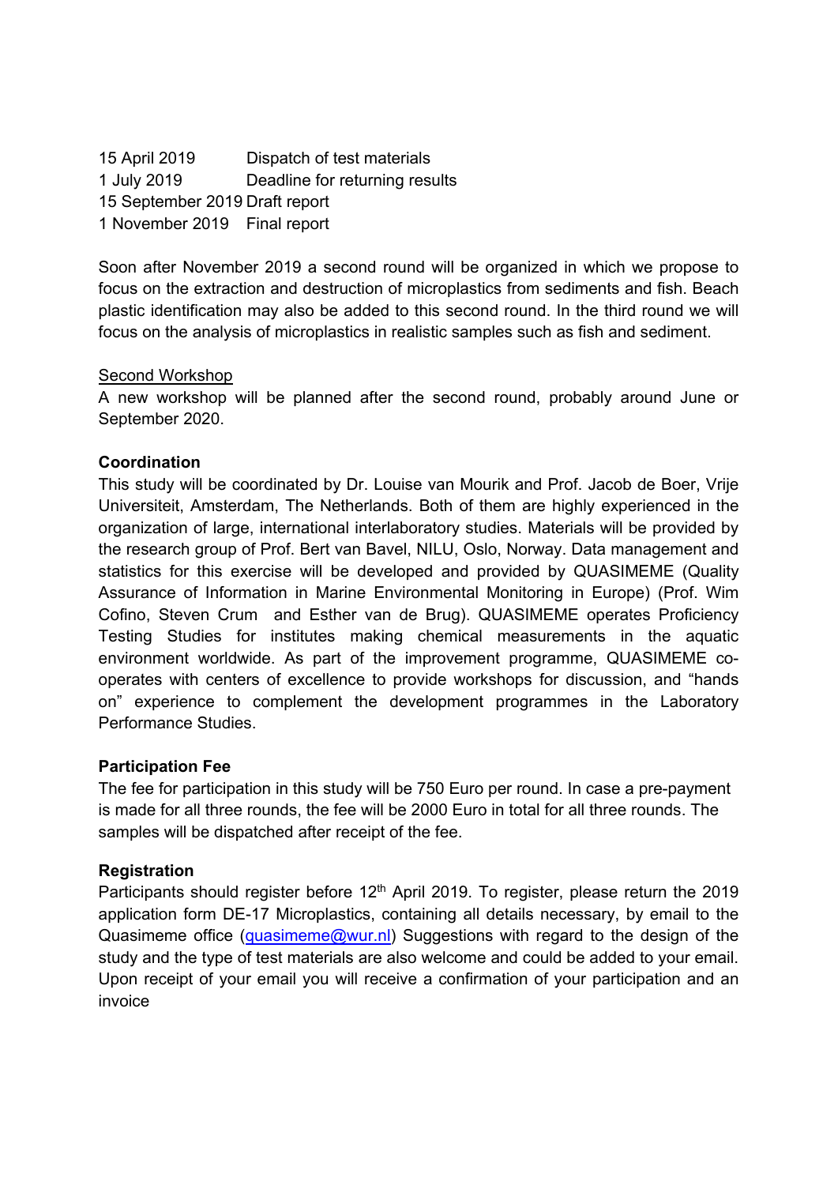| | |
|---|---|
| 15 April 2019 | Dispatch of test materials |
| 1 July 2019 | Deadline for returning results |
| 15 September 2019 | Draft report |
| 1 November 2019 | Final report |

Soon after November 2019 a second round will be organized in which we propose to focus on the extraction and destruction of microplastics from sediments and fish. Beach plastic identification may also be added to this second round. In the third round we will focus on the analysis of microplastics in realistic samples such as fish and sediment.

Second Workshop

A new workshop will be planned after the second round, probably around June or September 2020.

**Coordination**

This study will be coordinated by Dr. Louise van Mourik and Prof. Jacob de Boer, Vrije Universiteit, Amsterdam, The Netherlands. Both of them are highly experienced in the organization of large, international interlaboratory studies. Materials will be provided by the research group of Prof. Bert van Bavel, NILU, Oslo, Norway. Data management and statistics for this exercise will be developed and provided by QUASIMEME (Quality Assurance of Information in Marine Environmental Monitoring in Europe) (Prof. Wim Cofino, Steven Crum and Esther van de Brug). QUASIMEME operates Proficiency Testing Studies for institutes making chemical measurements in the aquatic environment worldwide. As part of the improvement programme, QUASIMEME co-operates with centers of excellence to provide workshops for discussion, and "hands on" experience to complement the development programmes in the Laboratory Performance Studies.

**Participation Fee**

The fee for participation in this study will be 750 Euro per round. In case a pre-payment is made for all three rounds, the fee will be 2000 Euro in total for all three rounds. The samples will be dispatched after receipt of the fee.

**Registration**

Participants should register before 12th April 2019. To register, please return the 2019 application form DE-17 Microplastics, containing all details necessary, by email to the Quasimeme office (quasimeme@wur.nl) Suggestions with regard to the design of the study and the type of test materials are also welcome and could be added to your email. Upon receipt of your email you will receive a confirmation of your participation and an invoice